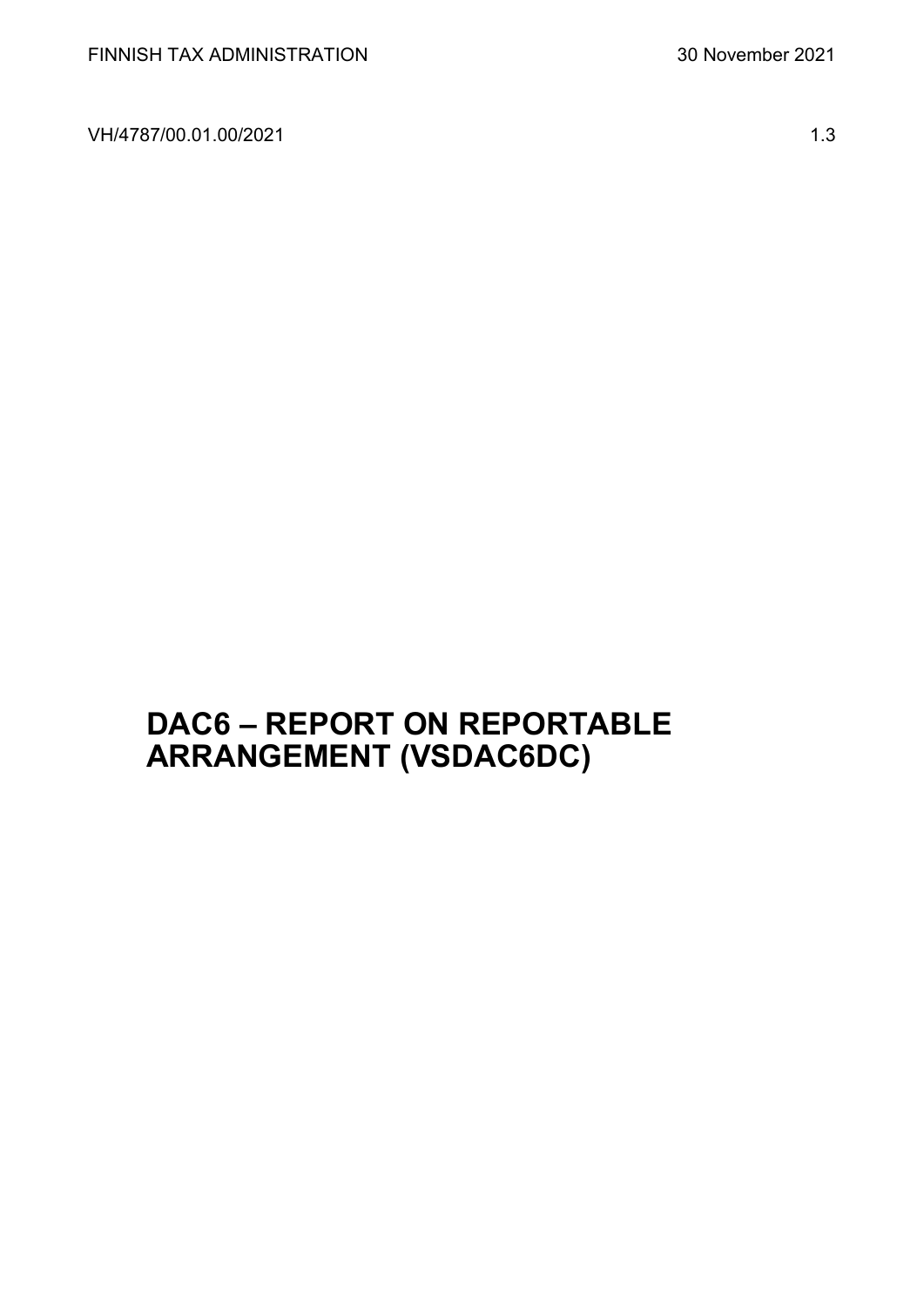FINNISH TAX ADMINISTRATION 30 November 2021

VH/4787/00.01.00/2021 1.3

# DAC6 – REPORT ON REPORTABLE ARRANGEMENT (VSDAC6DC)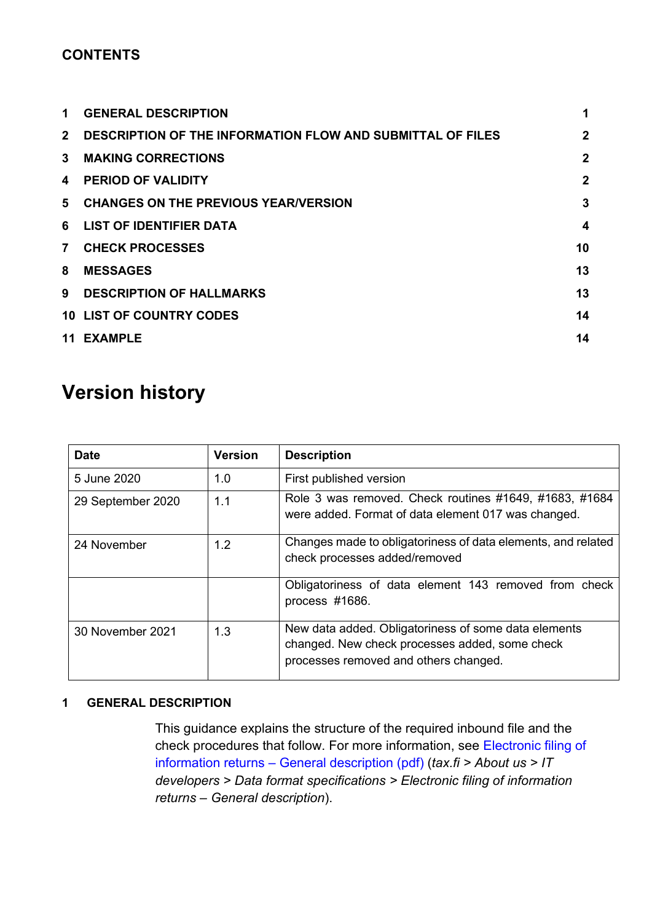## CONTENTS

| | | |
|---|---|---|
| 1 | GENERAL DESCRIPTION | 1 |
| 2 | DESCRIPTION OF THE INFORMATION FLOW AND SUBMITTAL OF FILES | 2 |
| 3 | MAKING CORRECTIONS | 2 |
| 4 | PERIOD OF VALIDITY | 2 |
| 5 | CHANGES ON THE PREVIOUS YEAR/VERSION | 3 |
| 6 | LIST OF IDENTIFIER DATA | 4 |
| 7 | CHECK PROCESSES | 10 |
| 8 | MESSAGES | 13 |
| 9 | DESCRIPTION OF HALLMARKS | 13 |
| 10 | LIST OF COUNTRY CODES | 14 |
| 11 | EXAMPLE | 14 |

# Version history

| Date | Version | Description |
|---|---|---|
| 5 June 2020 | 1.0 | First published version |
| 29 September 2020 | 1.1 | Role 3 was removed. Check routines #1649, #1683, #1684 were added. Format of data element 017 was changed. |
| 24 November | 1.2 | Changes made to obligatoriness of data elements, and related check processes added/removed |
| | | Obligatoriness of data element 143 removed from check process #1686. |
| 30 November 2021 | 1.3 | New data added. Obligatoriness of some data elements changed. New check processes added, some check processes removed and others changed. |

## 1 GENERAL DESCRIPTION

This guidance explains the structure of the required inbound file and the check procedures that follow. For more information, see Electronic filing of information returns – General description (pdf) (*tax.fi* > *About us* > *IT developers* > *Data format specifications* > *Electronic filing of information returns – General description*).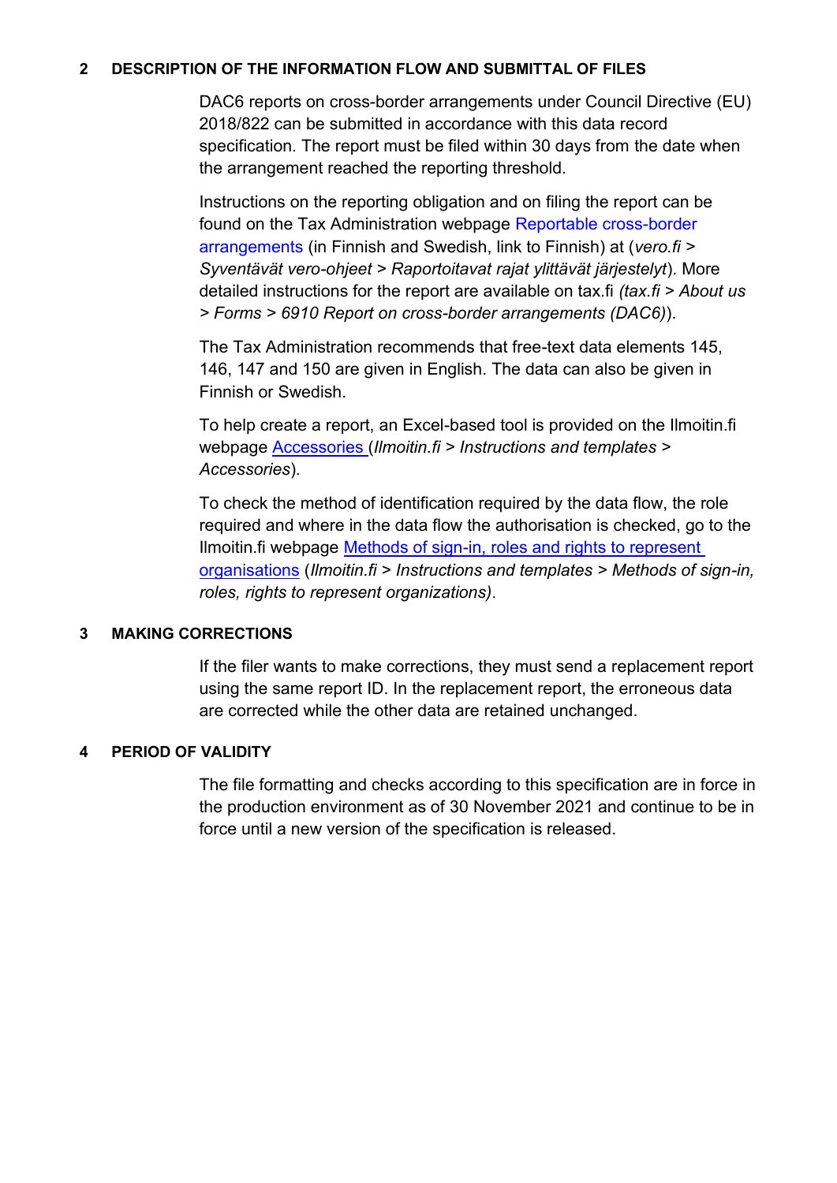## 2 DESCRIPTION OF THE INFORMATION FLOW AND SUBMITTAL OF FILES

DAC6 reports on cross-border arrangements under Council Directive (EU) 2018/822 can be submitted in accordance with this data record specification. The report must be filed within 30 days from the date when the arrangement reached the reporting threshold.

Instructions on the reporting obligation and on filing the report can be found on the Tax Administration webpage Reportable cross-border arrangements (in Finnish and Swedish, link to Finnish) at (*vero.fi > Syventävät vero-ohjeet > Raportoitavat rajat ylittävät järjestelyt*). More detailed instructions for the report are available on tax.fi *(tax.fi > About us > Forms > 6910 Report on cross-border arrangements (DAC6)*).

The Tax Administration recommends that free-text data elements 145, 146, 147 and 150 are given in English. The data can also be given in Finnish or Swedish.

To help create a report, an Excel-based tool is provided on the Ilmoitin.fi webpage Accessories (*Ilmoitin.fi > Instructions and templates > Accessories*).

To check the method of identification required by the data flow, the role required and where in the data flow the authorisation is checked, go to the Ilmoitin.fi webpage Methods of sign-in, roles and rights to represent organisations (*Ilmoitin.fi > Instructions and templates > Methods of sign-in, roles, rights to represent organizations)*.

## 3 MAKING CORRECTIONS

If the filer wants to make corrections, they must send a replacement report using the same report ID. In the replacement report, the erroneous data are corrected while the other data are retained unchanged.

## 4 PERIOD OF VALIDITY

The file formatting and checks according to this specification are in force in the production environment as of 30 November 2021 and continue to be in force until a new version of the specification is released.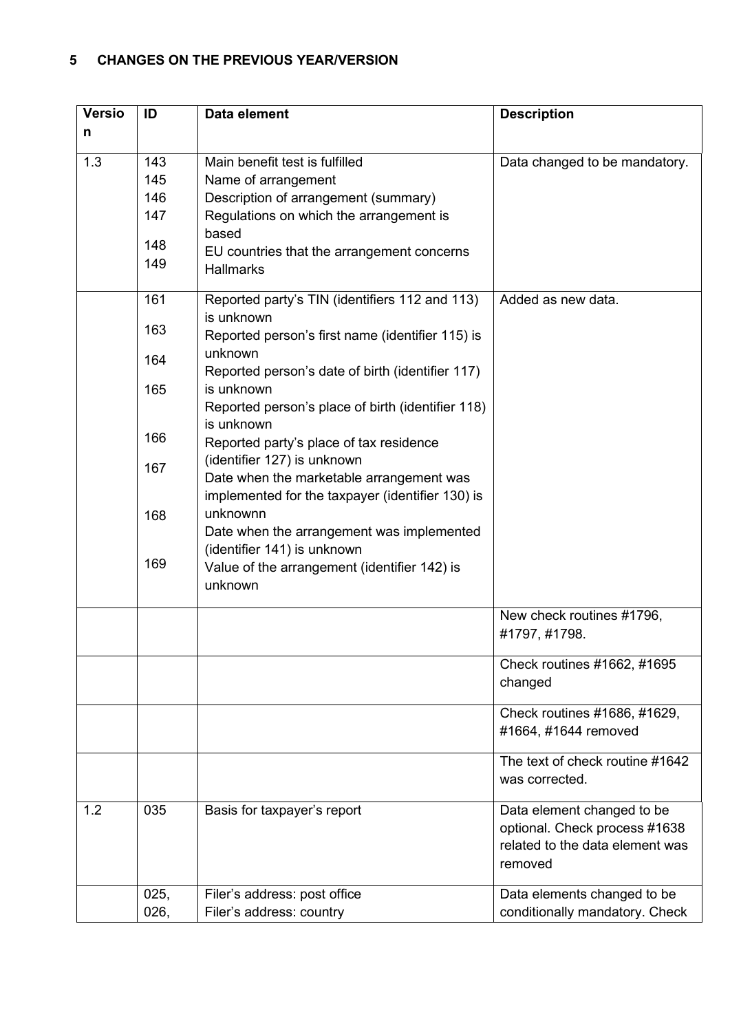# 5 CHANGES ON THE PREVIOUS YEAR/VERSION

| Version | ID | Data element | Description |
|---|---|---|---|
| 1.3 | 143<br>145<br>146<br>147<br>148<br>149 | Main benefit test is fulfilled<br>Name of arrangement<br>Description of arrangement (summary)<br>Regulations on which the arrangement is based<br>EU countries that the arrangement concerns<br>Hallmarks | Data changed to be mandatory. |
| | 161<br>163<br>164<br>165<br>166<br>167<br>168<br>169 | Reported party's TIN (identifiers 112 and 113) is unknown<br>Reported person's first name (identifier 115) is unknown<br>Reported person's date of birth (identifier 117) is unknown<br>Reported person's place of birth (identifier 118) is unknown<br>Reported party's place of tax residence (identifier 127) is unknown<br>Date when the marketable arrangement was implemented for the taxpayer (identifier 130) is unknownn<br>Date when the arrangement was implemented (identifier 141) is unknown<br>Value of the arrangement (identifier 142) is unknown | Added as new data. |
| | | | New check routines #1796, #1797, #1798. |
| | | | Check routines #1662, #1695 changed |
| | | | Check routines #1686, #1629, #1664, #1644 removed |
| | | | The text of check routine #1642 was corrected. |
| 1.2 | 035 | Basis for taxpayer's report | Data element changed to be optional. Check process #1638 related to the data element was removed |
| | 025,<br>026, | Filer's address: post office<br>Filer's address: country | Data elements changed to be conditionally mandatory. Check |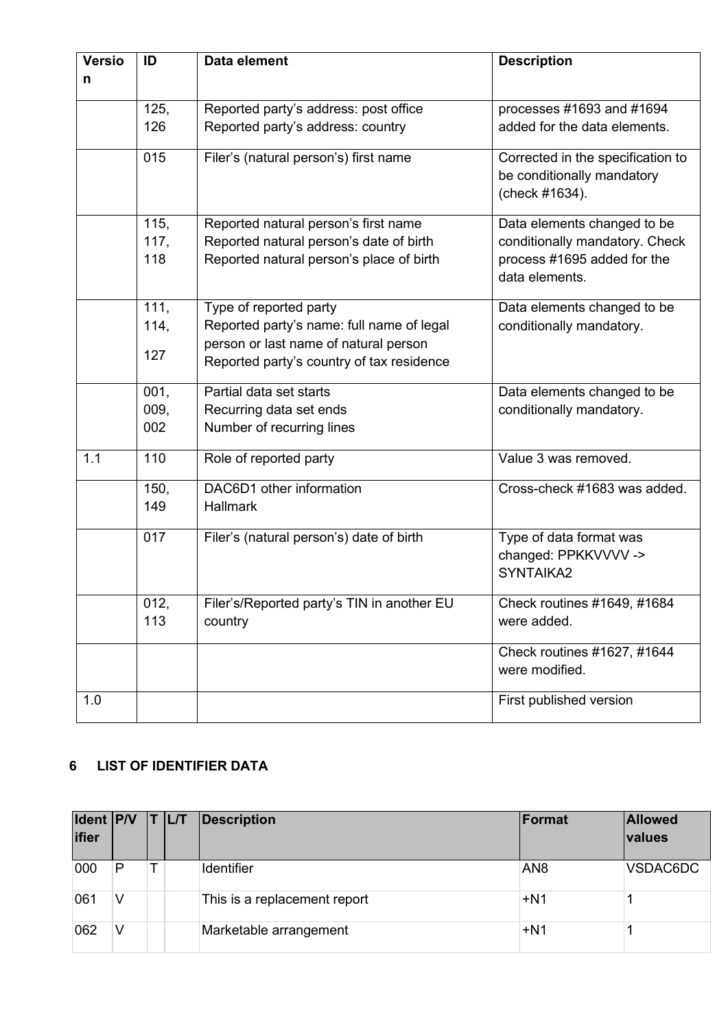| Version | ID | Data element | Description |
|---|---|---|---|
| | 125,<br>126 | Reported party's address: post office<br>Reported party's address: country | processes #1693 and #1694 added for the data elements. |
| | 015 | Filer's (natural person's) first name | Corrected in the specification to be conditionally mandatory (check #1634). |
| | 115,<br>117,<br>118 | Reported natural person's first name<br>Reported natural person's date of birth<br>Reported natural person's place of birth | Data elements changed to be conditionally mandatory. Check process #1695 added for the data elements. |
| | 111,<br>114,<br>127 | Type of reported party<br>Reported party's name: full name of legal person or last name of natural person<br>Reported party's country of tax residence | Data elements changed to be conditionally mandatory. |
| | 001,<br>009,<br>002 | Partial data set starts<br>Recurring data set ends<br>Number of recurring lines | Data elements changed to be conditionally mandatory. |
| 1.1 | 110 | Role of reported party | Value 3 was removed. |
| | 150,<br>149 | DAC6D1 other information<br>Hallmark | Cross-check #1683 was added. |
| | 017 | Filer's (natural person's) date of birth | Type of data format was changed: PPKKVVVV -> SYNTAIKA2 |
| | 012,<br>113 | Filer's/Reported party's TIN in another EU country | Check routines #1649, #1684 were added. |
| | | | Check routines #1627, #1644 were modified. |
| 1.0 | | | First published version |

## 6 LIST OF IDENTIFIER DATA

| Identifier | P/V | T | L/T | Description | Format | Allowed values |
|---|---|---|---|---|---|---|
| 000 | P | T | | Identifier | AN8 | VSDAC6DC |
| 061 | V | | | This is a replacement report | +N1 | 1 |
| 062 | V | | | Marketable arrangement | +N1 | 1 |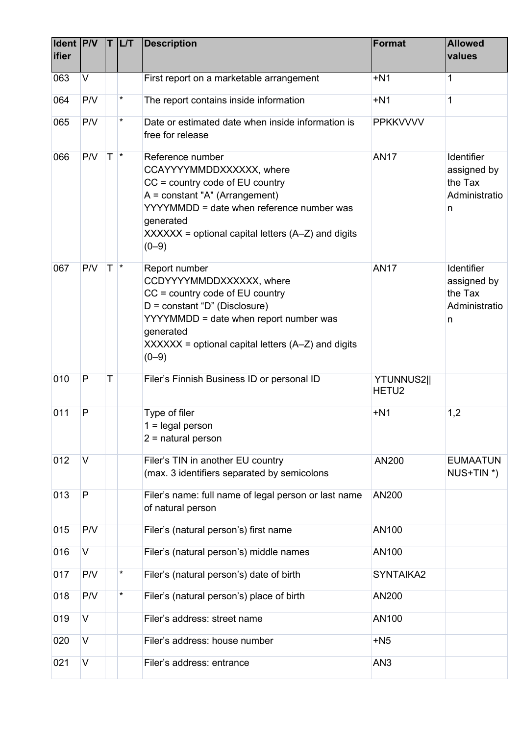| Identifier | P/V | T | L/T | Description | Format | Allowed values |
|---|---|---|---|---|---|---|
| 063 | V | | | First report on a marketable arrangement | +N1 | 1 |
| 064 | P/V | | * | The report contains inside information | +N1 | 1 |
| 065 | P/V | | * | Date or estimated date when inside information is free for release | PPKKVVVV | |
| 066 | P/V | T | * | Reference number<br>CCAYYYYMMDDXXXXXX, where<br>CC = country code of EU country<br>A = constant "A" (Arrangement)<br>YYYYMMDD = date when reference number was generated<br>XXXXXX = optional capital letters (A–Z) and digits (0–9) | AN17 | Identifier assigned by the Tax Administration |
| 067 | P/V | T | * | Report number<br>CCDYYYYMMDDXXXXXX, where<br>CC = country code of EU country<br>D = constant “D” (Disclosure)<br>YYYYMMDD = date when report number was generated<br>XXXXXX = optional capital letters (A–Z) and digits (0–9) | AN17 | Identifier assigned by the Tax Administration |
| 010 | P | T | | Filer’s Finnish Business ID or personal ID | YTUNNUS2\|\| HETU2 | |
| 011 | P | | | Type of filer<br>1 = legal person<br>2 = natural person | +N1 | 1,2 |
| 012 | V | | | Filer’s TIN in another EU country<br>(max. 3 identifiers separated by semicolons | AN200 | EUMAATUNNUS+TIN *) |
| 013 | P | | | Filer’s name: full name of legal person or last name of natural person | AN200 | |
| 015 | P/V | | | Filer’s (natural person’s) first name | AN100 | |
| 016 | V | | | Filer’s (natural person’s) middle names | AN100 | |
| 017 | P/V | | * | Filer’s (natural person’s) date of birth | SYNTAIKA2 | |
| 018 | P/V | | * | Filer’s (natural person’s) place of birth | AN200 | |
| 019 | V | | | Filer’s address: street name | AN100 | |
| 020 | V | | | Filer’s address: house number | +N5 | |
| 021 | V | | | Filer’s address: entrance | AN3 | |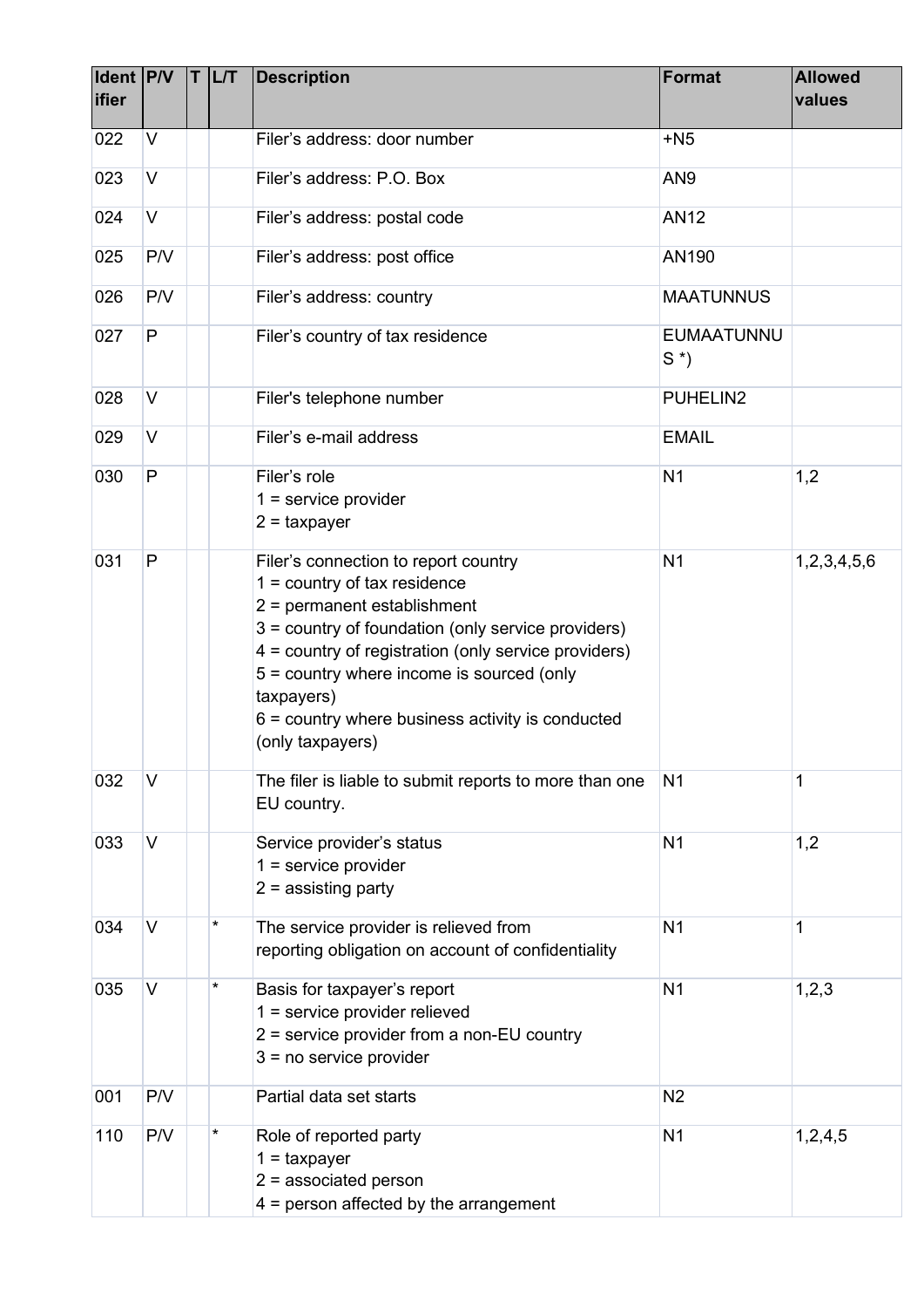| Identifier | P/V | T | L/T | Description | Format | Allowed values |
|---|---|---|---|---|---|---|
| 022 | V | | | Filer’s address: door number | +N5 | |
| 023 | V | | | Filer’s address: P.O. Box | AN9 | |
| 024 | V | | | Filer’s address: postal code | AN12 | |
| 025 | P/V | | | Filer’s address: post office | AN190 | |
| 026 | P/V | | | Filer’s address: country | MAATUNNUS | |
| 027 | P | | | Filer’s country of tax residence | EUMAATUNNUS *) | |
| 028 | V | | | Filer's telephone number | PUHELIN2 | |
| 029 | V | | | Filer’s e-mail address | EMAIL | |
| 030 | P | | | Filer’s role<br>1 = service provider<br>2 = taxpayer | N1 | 1,2 |
| 031 | P | | | Filer’s connection to report country<br>1 = country of tax residence<br>2 = permanent establishment<br>3 = country of foundation (only service providers)<br>4 = country of registration (only service providers)<br>5 = country where income is sourced (only taxpayers)<br>6 = country where business activity is conducted (only taxpayers) | N1 | 1,2,3,4,5,6 |
| 032 | V | | | The filer is liable to submit reports to more than one EU country. | N1 | 1 |
| 033 | V | | | Service provider’s status<br>1 = service provider<br>2 = assisting party | N1 | 1,2 |
| 034 | V | | * | The service provider is relieved from reporting obligation on account of confidentiality | N1 | 1 |
| 035 | V | | * | Basis for taxpayer’s report<br>1 = service provider relieved<br>2 = service provider from a non-EU country<br>3 = no service provider | N1 | 1,2,3 |
| 001 | P/V | | | Partial data set starts | N2 | |
| 110 | P/V | | * | Role of reported party<br>1 = taxpayer<br>2 = associated person<br>4 = person affected by the arrangement | N1 | 1,2,4,5 |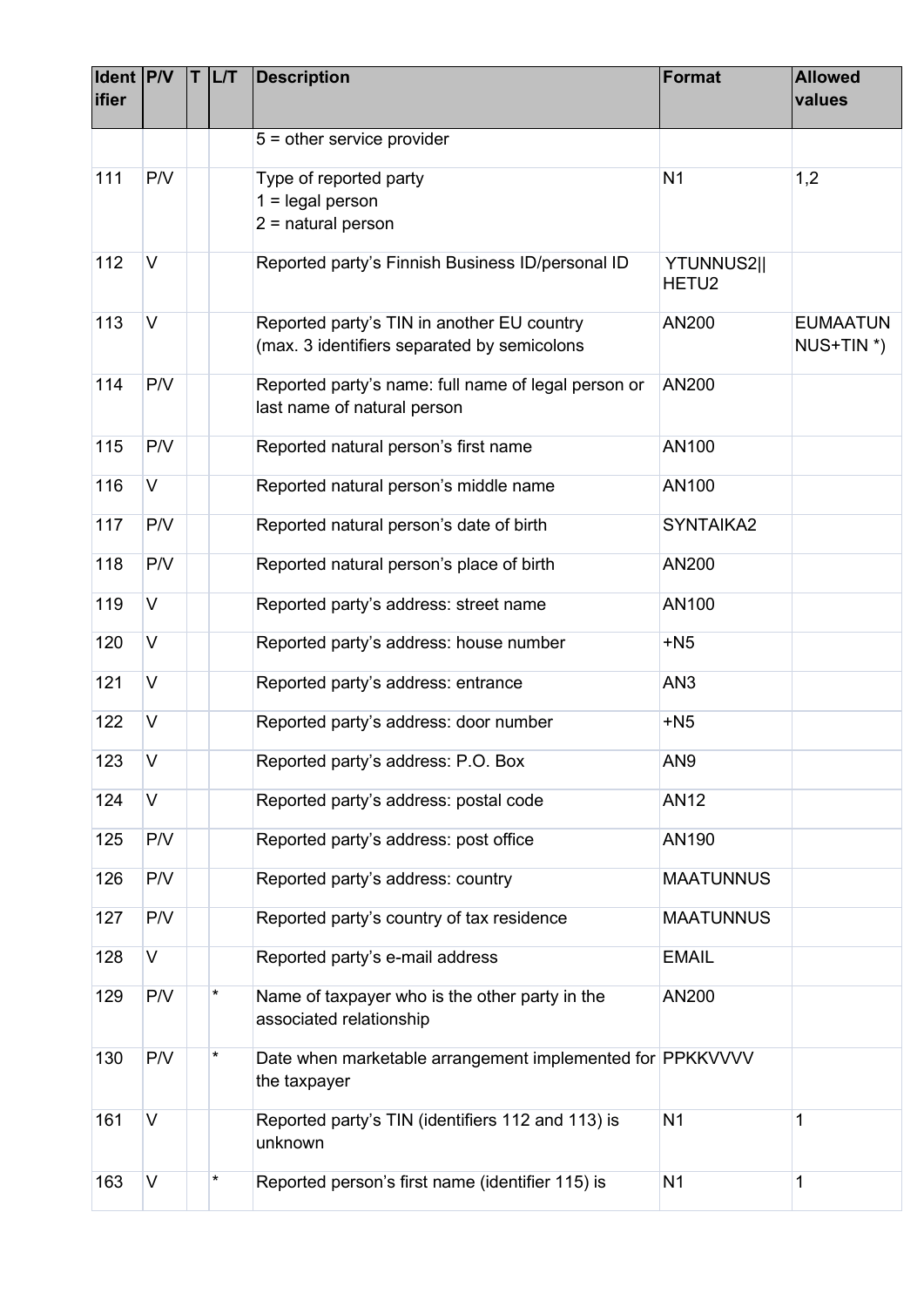| Identifier | P/V | T | L/T | Description | Format | Allowed values |
|---|---|---|---|---|---|---|
| | | | | 5 = other service provider | | |
| 111 | P/V | | | Type of reported party<br>1 = legal person<br>2 = natural person | N1 | 1,2 |
| 112 | V | | | Reported party's Finnish Business ID/personal ID | YTUNNUS2\|\| HETU2 | |
| 113 | V | | | Reported party's TIN in another EU country (max. 3 identifiers separated by semicolons | AN200 | EUMAATUNNUS+TIN *) |
| 114 | P/V | | | Reported party's name: full name of legal person or last name of natural person | AN200 | |
| 115 | P/V | | | Reported natural person's first name | AN100 | |
| 116 | V | | | Reported natural person's middle name | AN100 | |
| 117 | P/V | | | Reported natural person's date of birth | SYNTAIKA2 | |
| 118 | P/V | | | Reported natural person's place of birth | AN200 | |
| 119 | V | | | Reported party's address: street name | AN100 | |
| 120 | V | | | Reported party's address: house number | +N5 | |
| 121 | V | | | Reported party's address: entrance | AN3 | |
| 122 | V | | | Reported party's address: door number | +N5 | |
| 123 | V | | | Reported party's address: P.O. Box | AN9 | |
| 124 | V | | | Reported party's address: postal code | AN12 | |
| 125 | P/V | | | Reported party's address: post office | AN190 | |
| 126 | P/V | | | Reported party's address: country | MAATUNNUS | |
| 127 | P/V | | | Reported party's country of tax residence | MAATUNNUS | |
| 128 | V | | | Reported party's e-mail address | EMAIL | |
| 129 | P/V | | * | Name of taxpayer who is the other party in the associated relationship | AN200 | |
| 130 | P/V | | * | Date when marketable arrangement implemented for the taxpayer | PPKKVVVV | |
| 161 | V | | | Reported party's TIN (identifiers 112 and 113) is unknown | N1 | 1 |
| 163 | V | | * | Reported person's first name (identifier 115) is | N1 | 1 |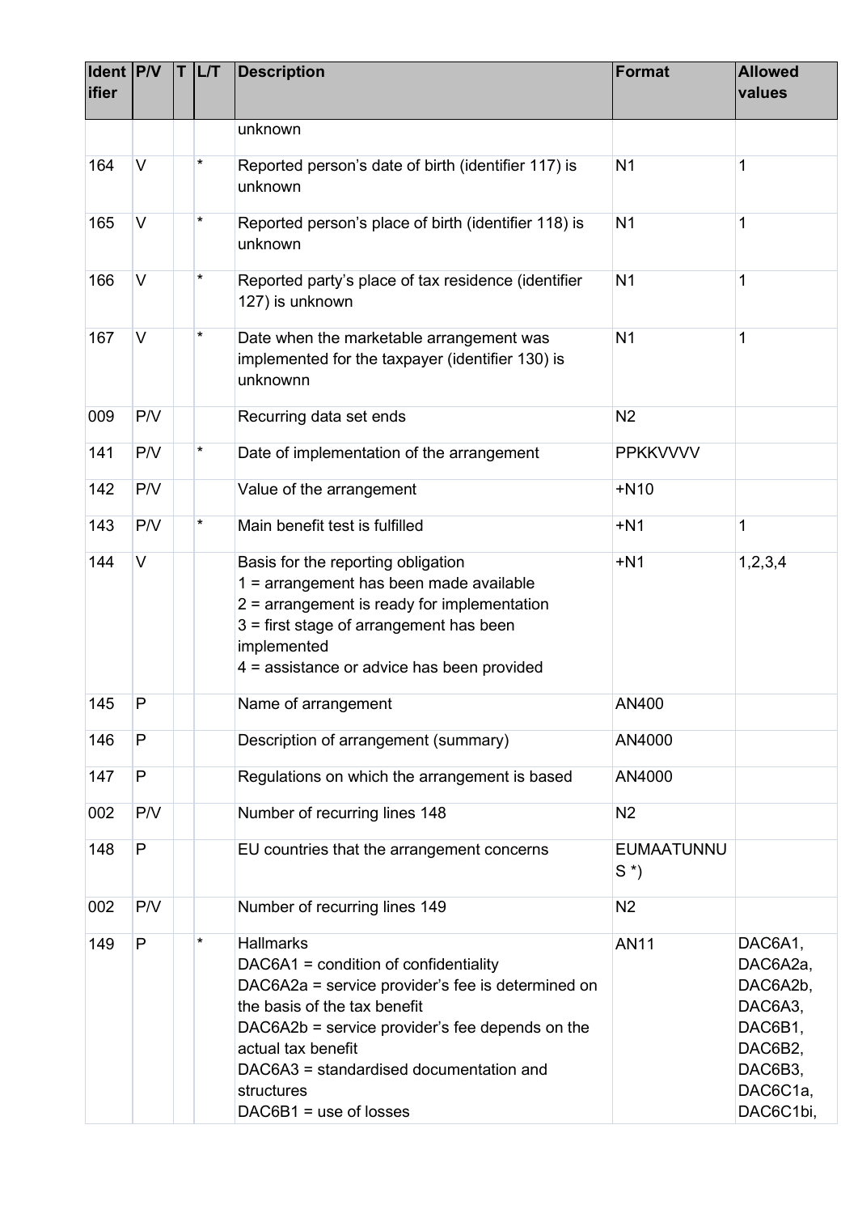| Identifier | P/V | T | L/T | Description | Format | Allowed values |
|---|---|---|---|---|---|---|
| | | | | unknown | | |
| 164 | V | | * | Reported person's date of birth (identifier 117) is unknown | N1 | 1 |
| 165 | V | | * | Reported person's place of birth (identifier 118) is unknown | N1 | 1 |
| 166 | V | | * | Reported party's place of tax residence (identifier 127) is unknown | N1 | 1 |
| 167 | V | | * | Date when the marketable arrangement was implemented for the taxpayer (identifier 130) is unknownn | N1 | 1 |
| 009 | P/V | | | Recurring data set ends | N2 | |
| 141 | P/V | | * | Date of implementation of the arrangement | PPKKVVVV | |
| 142 | P/V | | | Value of the arrangement | +N10 | |
| 143 | P/V | | * | Main benefit test is fulfilled | +N1 | 1 |
| 144 | V | | | Basis for the reporting obligation<br>1 = arrangement has been made available<br>2 = arrangement is ready for implementation<br>3 = first stage of arrangement has been implemented<br>4 = assistance or advice has been provided | +N1 | 1,2,3,4 |
| 145 | P | | | Name of arrangement | AN400 | |
| 146 | P | | | Description of arrangement (summary) | AN4000 | |
| 147 | P | | | Regulations on which the arrangement is based | AN4000 | |
| 002 | P/V | | | Number of recurring lines 148 | N2 | |
| 148 | P | | | EU countries that the arrangement concerns | EUMAATUNNUS *) | |
| 002 | P/V | | | Number of recurring lines 149 | N2 | |
| 149 | P | | * | Hallmarks<br>DAC6A1 = condition of confidentiality<br>DAC6A2a = service provider's fee is determined on the basis of the tax benefit<br>DAC6A2b = service provider's fee depends on the actual tax benefit<br>DAC6A3 = standardised documentation and structures<br>DAC6B1 = use of losses | AN11 | DAC6A1, DAC6A2a, DAC6A2b, DAC6A3, DAC6B1, DAC6B2, DAC6B3, DAC6C1a, DAC6C1bi, |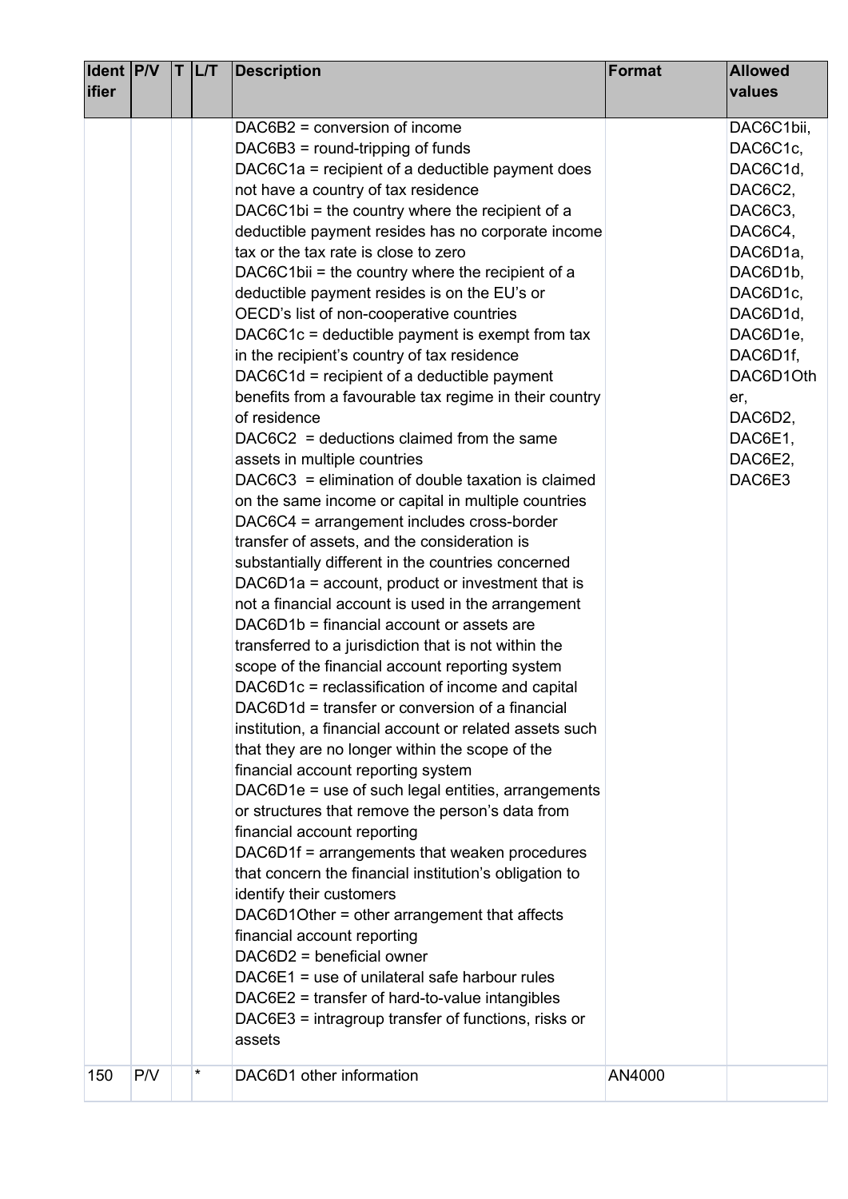| Identifier | P/V | T | L/T | Description | Format | Allowed values |
|---|---|---|---|---|---|---|
| | | | | DAC6B2 = conversion of income<br>DAC6B3 = round-tripping of funds<br>DAC6C1a = recipient of a deductible payment does not have a country of tax residence<br>DAC6C1bi = the country where the recipient of a deductible payment resides has no corporate income tax or the tax rate is close to zero<br>DAC6C1bii = the country where the recipient of a deductible payment resides is on the EU's or OECD's list of non-cooperative countries<br>DAC6C1c = deductible payment is exempt from tax in the recipient's country of tax residence<br>DAC6C1d = recipient of a deductible payment benefits from a favourable tax regime in their country of residence<br>DAC6C2 = deductions claimed from the same assets in multiple countries<br>DAC6C3 = elimination of double taxation is claimed on the same income or capital in multiple countries<br>DAC6C4 = arrangement includes cross-border transfer of assets, and the consideration is substantially different in the countries concerned<br>DAC6D1a = account, product or investment that is not a financial account is used in the arrangement<br>DAC6D1b = financial account or assets are transferred to a jurisdiction that is not within the scope of the financial account reporting system<br>DAC6D1c = reclassification of income and capital<br>DAC6D1d = transfer or conversion of a financial institution, a financial account or related assets such that they are no longer within the scope of the financial account reporting system<br>DAC6D1e = use of such legal entities, arrangements or structures that remove the person's data from financial account reporting<br>DAC6D1f = arrangements that weaken procedures that concern the financial institution's obligation to identify their customers<br>DAC6D1Other = other arrangement that affects financial account reporting<br>DAC6D2 = beneficial owner<br>DAC6E1 = use of unilateral safe harbour rules<br>DAC6E2 = transfer of hard-to-value intangibles<br>DAC6E3 = intragroup transfer of functions, risks or assets | | DAC6C1bii, DAC6C1c, DAC6C1d, DAC6C2, DAC6C3, DAC6C4, DAC6D1a, DAC6D1b, DAC6D1c, DAC6D1d, DAC6D1e, DAC6D1f, DAC6D1Other, DAC6D2, DAC6E1, DAC6E2, DAC6E3 |
| 150 | P/V | | * | DAC6D1 other information | AN4000 | |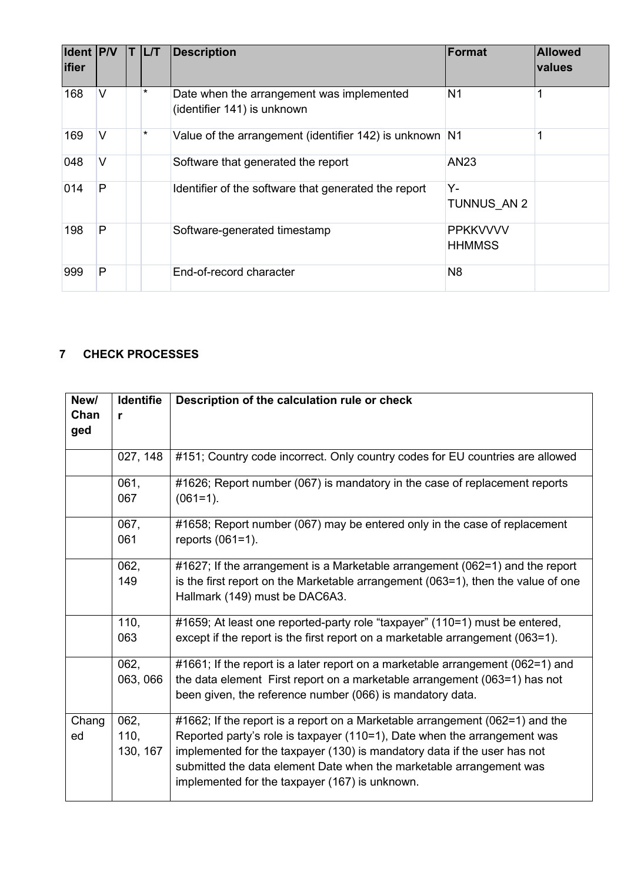| Identifier | P/V | T | L/T | Description | Format | Allowed values |
|---|---|---|---|---|---|---|
| 168 | V | | * | Date when the arrangement was implemented (identifier 141) is unknown | N1 | 1 |
| 169 | V | | * | Value of the arrangement (identifier 142) is unknown | N1 | 1 |
| 048 | V | | | Software that generated the report | AN23 | |
| 014 | P | | | Identifier of the software that generated the report | Y-TUNNUS_AN 2 | |
| 198 | P | | | Software-generated timestamp | PPKKVVVV HHMMSS | |
| 999 | P | | | End-of-record character | N8 | |

## 7 CHECK PROCESSES

| New/ Changed | Identifier | Description of the calculation rule or check |
|---|---|---|
| | 027, 148 | #151; Country code incorrect. Only country codes for EU countries are allowed |
| | 061, 067 | #1626; Report number (067) is mandatory in the case of replacement reports (061=1). |
| | 067, 061 | #1658; Report number (067) may be entered only in the case of replacement reports (061=1). |
| | 062, 149 | #1627; If the arrangement is a Marketable arrangement (062=1) and the report is the first report on the Marketable arrangement (063=1), then the value of one Hallmark (149) must be DAC6A3. |
| | 110, 063 | #1659; At least one reported-party role "taxpayer" (110=1) must be entered, except if the report is the first report on a marketable arrangement (063=1). |
| | 062, 063, 066 | #1661; If the report is a later report on a marketable arrangement (062=1) and the data element First report on a marketable arrangement (063=1) has not been given, the reference number (066) is mandatory data. |
| Changed | 062, 110, 130, 167 | #1662; If the report is a report on a Marketable arrangement (062=1) and the Reported party's role is taxpayer (110=1), Date when the arrangement was implemented for the taxpayer (130) is mandatory data if the user has not submitted the data element Date when the marketable arrangement was implemented for the taxpayer (167) is unknown. |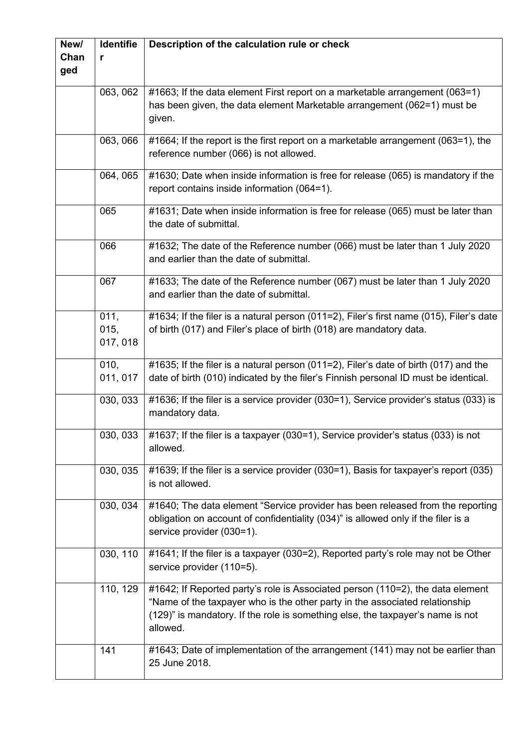| New/ Changed | Identifier | Description of the calculation rule or check |
|---|---|---|
| | 063, 062 | #1663; If the data element First report on a marketable arrangement (063=1) has been given, the data element Marketable arrangement (062=1) must be given. |
| | 063, 066 | #1664; If the report is the first report on a marketable arrangement (063=1), the reference number (066) is not allowed. |
| | 064, 065 | #1630; Date when inside information is free for release (065) is mandatory if the report contains inside information (064=1). |
| | 065 | #1631; Date when inside information is free for release (065) must be later than the date of submittal. |
| | 066 | #1632; The date of the Reference number (066) must be later than 1 July 2020 and earlier than the date of submittal. |
| | 067 | #1633; The date of the Reference number (067) must be later than 1 July 2020 and earlier than the date of submittal. |
| | 011, 015, 017, 018 | #1634; If the filer is a natural person (011=2), Filer's first name (015), Filer's date of birth (017) and Filer's place of birth (018) are mandatory data. |
| | 010, 011, 017 | #1635; If the filer is a natural person (011=2), Filer's date of birth (017) and the date of birth (010) indicated by the filer's Finnish personal ID must be identical. |
| | 030, 033 | #1636; If the filer is a service provider (030=1), Service provider's status (033) is mandatory data. |
| | 030, 033 | #1637; If the filer is a taxpayer (030=1), Service provider's status (033) is not allowed. |
| | 030, 035 | #1639; If the filer is a service provider (030=1), Basis for taxpayer's report (035) is not allowed. |
| | 030, 034 | #1640; The data element "Service provider has been released from the reporting obligation on account of confidentiality (034)" is allowed only if the filer is a service provider (030=1). |
| | 030, 110 | #1641; If the filer is a taxpayer (030=2), Reported party's role may not be Other service provider (110=5). |
| | 110, 129 | #1642; If Reported party's role is Associated person (110=2), the data element "Name of the taxpayer who is the other party in the associated relationship (129)" is mandatory. If the role is something else, the taxpayer's name is not allowed. |
| | 141 | #1643; Date of implementation of the arrangement (141) may not be earlier than 25 June 2018. |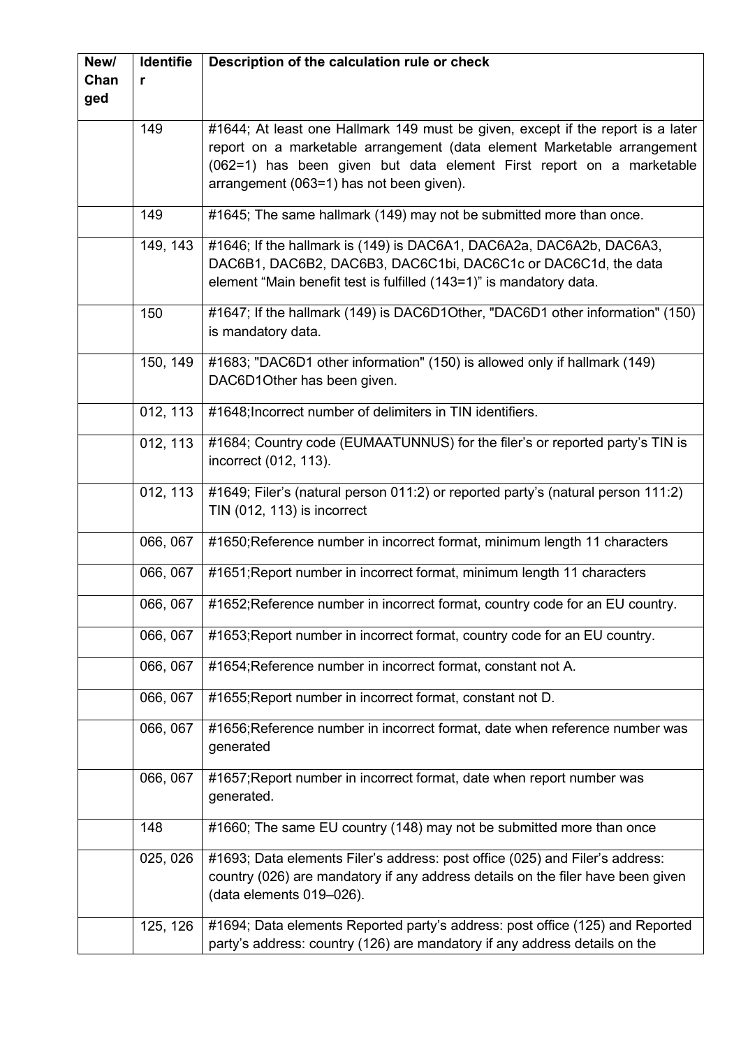| New/ Changed | Identifier | Description of the calculation rule or check |
|---|---|---|
| | 149 | #1644; At least one Hallmark 149 must be given, except if the report is a later report on a marketable arrangement (data element Marketable arrangement (062=1) has been given but data element First report on a marketable arrangement (063=1) has not been given). |
| | 149 | #1645; The same hallmark (149) may not be submitted more than once. |
| | 149, 143 | #1646; If the hallmark is (149) is DAC6A1, DAC6A2a, DAC6A2b, DAC6A3, DAC6B1, DAC6B2, DAC6B3, DAC6C1bi, DAC6C1c or DAC6C1d, the data element "Main benefit test is fulfilled (143=1)" is mandatory data. |
| | 150 | #1647; If the hallmark (149) is DAC6D1Other, "DAC6D1 other information" (150) is mandatory data. |
| | 150, 149 | #1683; "DAC6D1 other information" (150) is allowed only if hallmark (149) DAC6D1Other has been given. |
| | 012, 113 | #1648;Incorrect number of delimiters in TIN identifiers. |
| | 012, 113 | #1684; Country code (EUMAATUNNUS) for the filer's or reported party's TIN is incorrect (012, 113). |
| | 012, 113 | #1649; Filer's (natural person 011:2) or reported party's (natural person 111:2) TIN (012, 113) is incorrect |
| | 066, 067 | #1650;Reference number in incorrect format, minimum length 11 characters |
| | 066, 067 | #1651;Report number in incorrect format, minimum length 11 characters |
| | 066, 067 | #1652;Reference number in incorrect format, country code for an EU country. |
| | 066, 067 | #1653;Report number in incorrect format, country code for an EU country. |
| | 066, 067 | #1654;Reference number in incorrect format, constant not A. |
| | 066, 067 | #1655;Report number in incorrect format, constant not D. |
| | 066, 067 | #1656;Reference number in incorrect format, date when reference number was generated |
| | 066, 067 | #1657;Report number in incorrect format, date when report number was generated. |
| | 148 | #1660; The same EU country (148) may not be submitted more than once |
| | 025, 026 | #1693; Data elements Filer's address: post office (025) and Filer's address: country (026) are mandatory if any address details on the filer have been given (data elements 019–026). |
| | 125, 126 | #1694; Data elements Reported party's address: post office (125) and Reported party's address: country (126) are mandatory if any address details on the |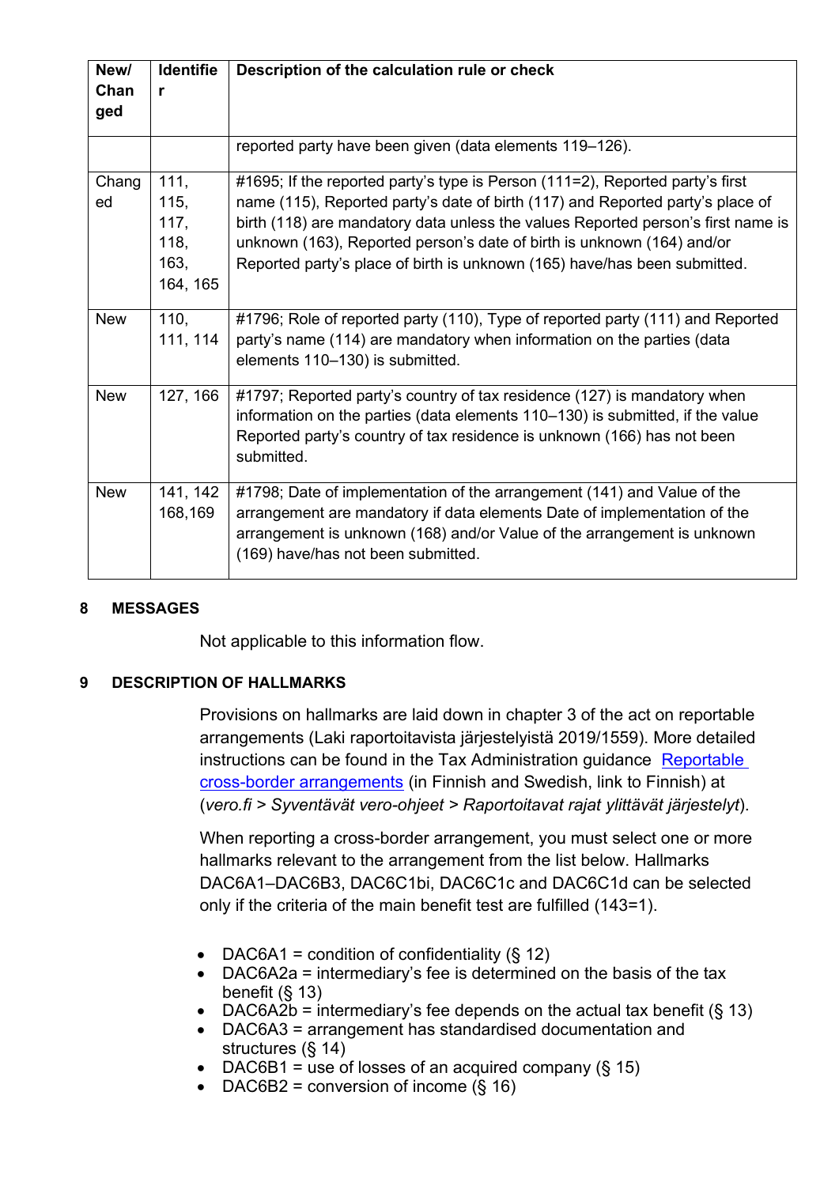| New/ Changed | Identifier | Description of the calculation rule or check |
|---|---|---|
| | | reported party have been given (data elements 119–126). |
| Changed | 111, 115, 117, 118, 163, 164, 165 | #1695; If the reported party's type is Person (111=2), Reported party's first name (115), Reported party's date of birth (117) and Reported party's place of birth (118) are mandatory data unless the values Reported person's first name is unknown (163), Reported person's date of birth is unknown (164) and/or Reported party's place of birth is unknown (165) have/has been submitted. |
| New | 110, 111, 114 | #1796; Role of reported party (110), Type of reported party (111) and Reported party's name (114) are mandatory when information on the parties (data elements 110–130) is submitted. |
| New | 127, 166 | #1797; Reported party's country of tax residence (127) is mandatory when information on the parties (data elements 110–130) is submitted, if the value Reported party's country of tax residence is unknown (166) has not been submitted. |
| New | 141, 142 168,169 | #1798; Date of implementation of the arrangement (141) and Value of the arrangement are mandatory if data elements Date of implementation of the arrangement is unknown (168) and/or Value of the arrangement is unknown (169) have/has not been submitted. |

## 8 MESSAGES

Not applicable to this information flow.

## 9 DESCRIPTION OF HALLMARKS

Provisions on hallmarks are laid down in chapter 3 of the act on reportable arrangements (Laki raportoitavista järjestelyistä 2019/1559). More detailed instructions can be found in the Tax Administration guidance [Reportable cross-border arrangements] (in Finnish and Swedish, link to Finnish) at (*vero.fi > Syventävät vero-ohjeet > Raportoitavat rajat ylittävät järjestelyt*).

When reporting a cross-border arrangement, you must select one or more hallmarks relevant to the arrangement from the list below. Hallmarks DAC6A1–DAC6B3, DAC6C1bi, DAC6C1c and DAC6C1d can be selected only if the criteria of the main benefit test are fulfilled (143=1).

- DAC6A1 = condition of confidentiality (§ 12)
- DAC6A2a = intermediary's fee is determined on the basis of the tax benefit (§ 13)
- DAC6A2b = intermediary's fee depends on the actual tax benefit (§ 13)
- DAC6A3 = arrangement has standardised documentation and structures (§ 14)
- DAC6B1 = use of losses of an acquired company (§ 15)
- DAC6B2 = conversion of income (§ 16)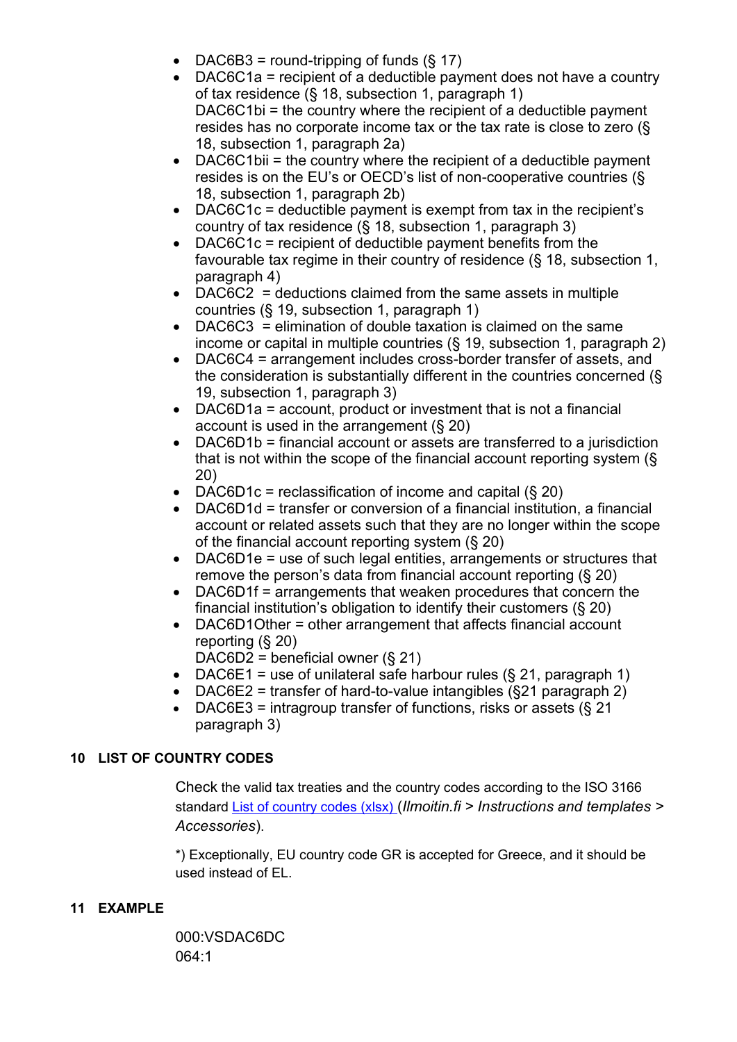- DAC6B3 = round-tripping of funds (§ 17)
- DAC6C1a = recipient of a deductible payment does not have a country of tax residence (§ 18, subsection 1, paragraph 1)
  DAC6C1bi = the country where the recipient of a deductible payment resides has no corporate income tax or the tax rate is close to zero (§ 18, subsection 1, paragraph 2a)
- DAC6C1bii = the country where the recipient of a deductible payment resides is on the EU's or OECD's list of non-cooperative countries (§ 18, subsection 1, paragraph 2b)
- DAC6C1c = deductible payment is exempt from tax in the recipient's country of tax residence (§ 18, subsection 1, paragraph 3)
- DAC6C1c = recipient of deductible payment benefits from the favourable tax regime in their country of residence (§ 18, subsection 1, paragraph 4)
- DAC6C2 = deductions claimed from the same assets in multiple countries (§ 19, subsection 1, paragraph 1)
- DAC6C3 = elimination of double taxation is claimed on the same income or capital in multiple countries (§ 19, subsection 1, paragraph 2)
- DAC6C4 = arrangement includes cross-border transfer of assets, and the consideration is substantially different in the countries concerned (§ 19, subsection 1, paragraph 3)
- DAC6D1a = account, product or investment that is not a financial account is used in the arrangement (§ 20)
- DAC6D1b = financial account or assets are transferred to a jurisdiction that is not within the scope of the financial account reporting system (§ 20)
- DAC6D1c = reclassification of income and capital (§ 20)
- DAC6D1d = transfer or conversion of a financial institution, a financial account or related assets such that they are no longer within the scope of the financial account reporting system (§ 20)
- DAC6D1e = use of such legal entities, arrangements or structures that remove the person's data from financial account reporting (§ 20)
- DAC6D1f = arrangements that weaken procedures that concern the financial institution's obligation to identify their customers (§ 20)
- DAC6D1Other = other arrangement that affects financial account reporting (§ 20)
  DAC6D2 = beneficial owner (§ 21)
- DAC6E1 = use of unilateral safe harbour rules (§ 21, paragraph 1)
- DAC6E2 = transfer of hard-to-value intangibles (§21 paragraph 2)
- DAC6E3 = intragroup transfer of functions, risks or assets (§ 21 paragraph 3)

## 10 LIST OF COUNTRY CODES

Check the valid tax treaties and the country codes according to the ISO 3166 standard List of country codes (xlsx) (*Ilmoitin.fi > Instructions and templates > Accessories*).

*) Exceptionally, EU country code GR is accepted for Greece, and it should be used instead of EL.

## 11 EXAMPLE

000:VSDAC6DC
064:1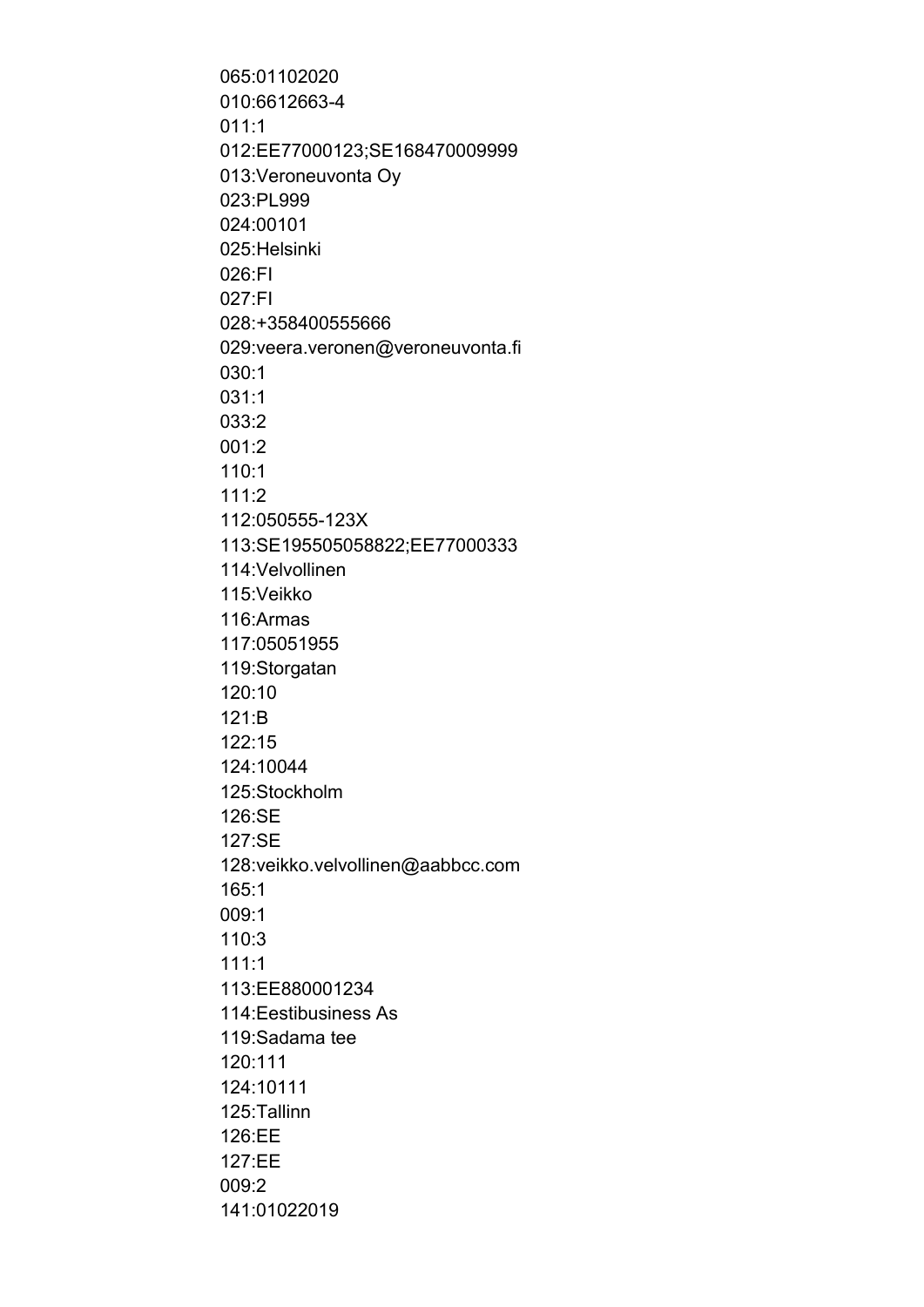```
065:01102020
010:6612663-4
011:1
012:EE77000123;SE168470009999
013:Veroneuvonta Oy
023:PL999
024:00101
025:Helsinki
026:FI
027:FI
028:+358400555666
029:veera.veronen@veroneuvonta.fi
030:1
031:1
033:2
001:2
110:1
111:2
112:050555-123X
113:SE195505058822;EE77000333
114:Velvollinen
115:Veikko
116:Armas
117:05051955
119:Storgatan
120:10
121:B
122:15
124:10044
125:Stockholm
126:SE
127:SE
128:veikko.velvollinen@aabbcc.com
165:1
009:1
110:3
111:1
113:EE880001234
114:Eestibusiness As
119:Sadama tee
120:111
124:10111
125:Tallinn
126:EE
127:EE
009:2
141:01022019
```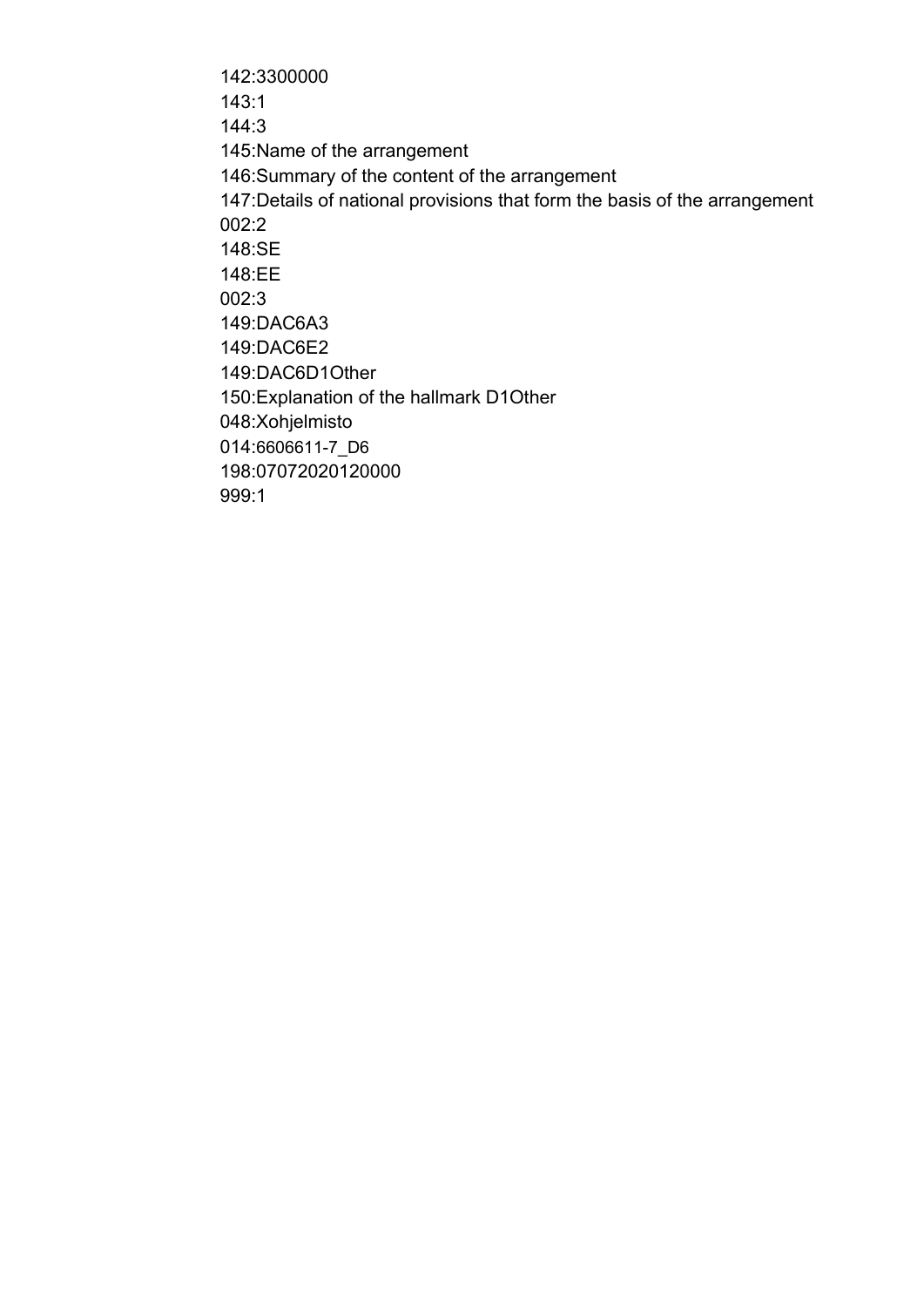142:3300000
143:1
144:3
145:Name of the arrangement
146:Summary of the content of the arrangement
147:Details of national provisions that form the basis of the arrangement
002:2
148:SE
148:EE
002:3
149:DAC6A3
149:DAC6E2
149:DAC6D1Other
150:Explanation of the hallmark D1Other
048:Xohjelmisto
014:6606611-7_D6
198:07072020120000
999:1